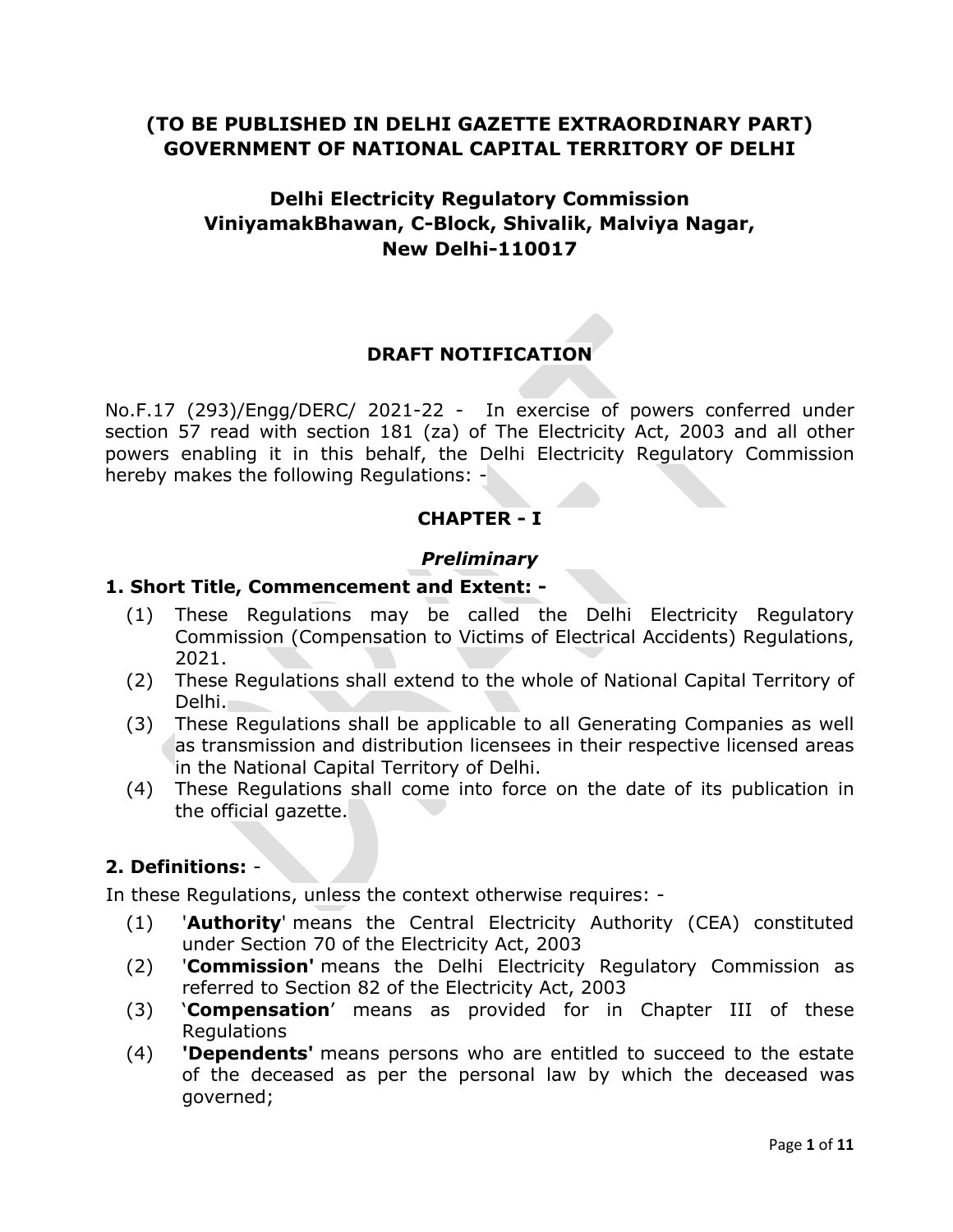**(TO BE PUBLISHED IN DELHI GAZETTE EXTRAORDINARY PART)**
**GOVERNMENT OF NATIONAL CAPITAL TERRITORY OF DELHI**

**Delhi Electricity Regulatory Commission**
**ViniyamakBhawan, C-Block, Shivalik, Malviya Nagar,**
**New Delhi-110017**

## DRAFT NOTIFICATION

No.F.17 (293)/Engg/DERC/ 2021-22 - In exercise of powers conferred under section 57 read with section 181 (za) of The Electricity Act, 2003 and all other powers enabling it in this behalf, the Delhi Electricity Regulatory Commission hereby makes the following Regulations: -

## CHAPTER - I

### *Preliminary*

### 1. Short Title, Commencement and Extent: -

(1) These Regulations may be called the Delhi Electricity Regulatory Commission (Compensation to Victims of Electrical Accidents) Regulations, 2021.

(2) These Regulations shall extend to the whole of National Capital Territory of Delhi.

(3) These Regulations shall be applicable to all Generating Companies as well as transmission and distribution licensees in their respective licensed areas in the National Capital Territory of Delhi.

(4) These Regulations shall come into force on the date of its publication in the official gazette.

### 2. Definitions: -

In these Regulations, unless the context otherwise requires: -

(1) '**Authority**' means the Central Electricity Authority (CEA) constituted under Section 70 of the Electricity Act, 2003

(2) '**Commission'** means the Delhi Electricity Regulatory Commission as referred to Section 82 of the Electricity Act, 2003

(3) '**Compensation**' means as provided for in Chapter III of these Regulations

(4) **'Dependents'** means persons who are entitled to succeed to the estate of the deceased as per the personal law by which the deceased was governed;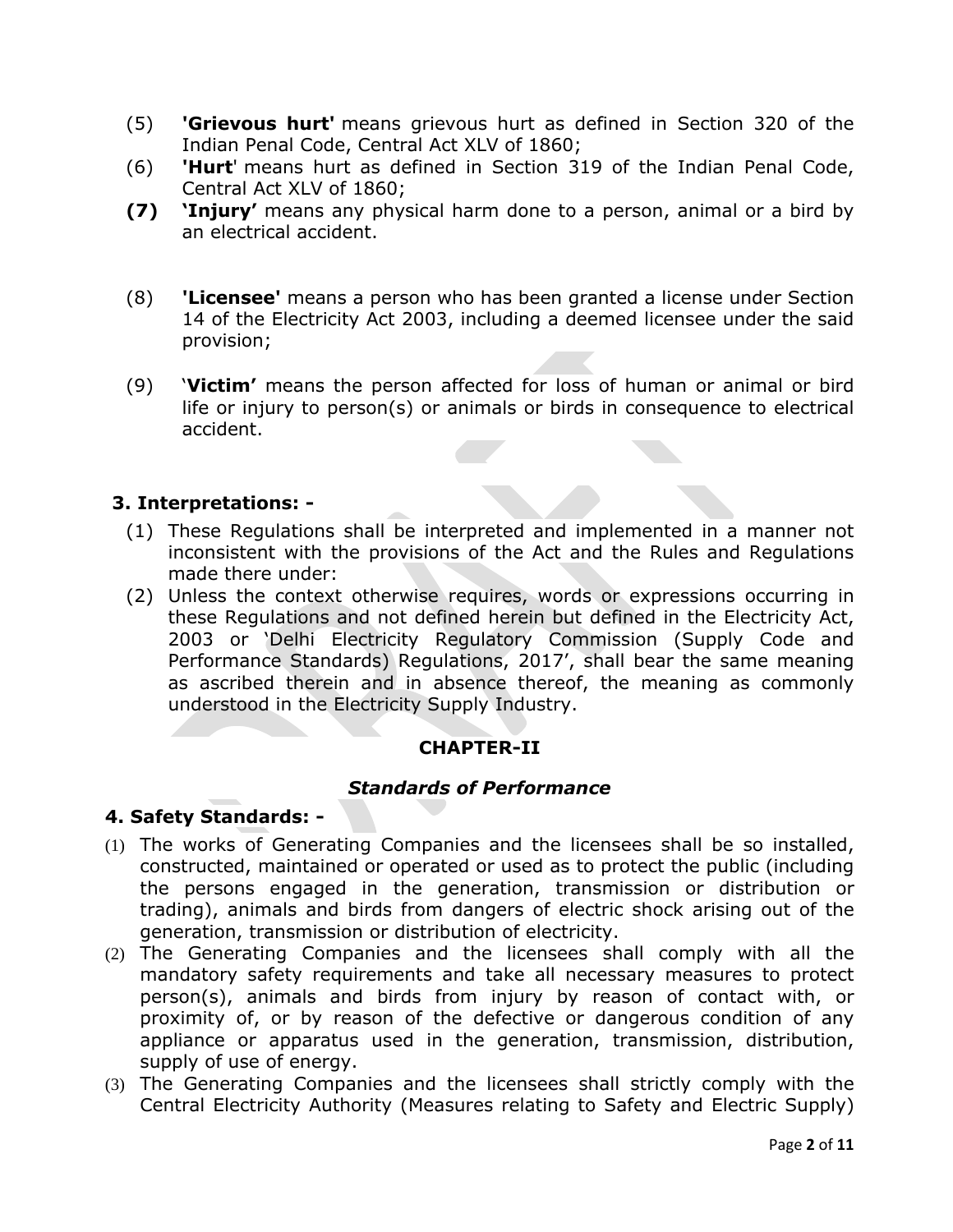(5) **'Grievous hurt'** means grievous hurt as defined in Section 320 of the Indian Penal Code, Central Act XLV of 1860;

(6) **'Hurt'** means hurt as defined in Section 319 of the Indian Penal Code, Central Act XLV of 1860;

**(7)** **'Injury'** means any physical harm done to a person, animal or a bird by an electrical accident.

(8) **'Licensee'** means a person who has been granted a license under Section 14 of the Electricity Act 2003, including a deemed licensee under the said provision;

(9) '**Victim'** means the person affected for loss of human or animal or bird life or injury to person(s) or animals or birds in consequence to electrical accident.

### 3. Interpretations: -

(1) These Regulations shall be interpreted and implemented in a manner not inconsistent with the provisions of the Act and the Rules and Regulations made there under:

(2) Unless the context otherwise requires, words or expressions occurring in these Regulations and not defined herein but defined in the Electricity Act, 2003 or 'Delhi Electricity Regulatory Commission (Supply Code and Performance Standards) Regulations, 2017', shall bear the same meaning as ascribed therein and in absence thereof, the meaning as commonly understood in the Electricity Supply Industry.

## CHAPTER-II

## *Standards of Performance*

### 4. Safety Standards: -

(1) The works of Generating Companies and the licensees shall be so installed, constructed, maintained or operated or used as to protect the public (including the persons engaged in the generation, transmission or distribution or trading), animals and birds from dangers of electric shock arising out of the generation, transmission or distribution of electricity.

(2) The Generating Companies and the licensees shall comply with all the mandatory safety requirements and take all necessary measures to protect person(s), animals and birds from injury by reason of contact with, or proximity of, or by reason of the defective or dangerous condition of any appliance or apparatus used in the generation, transmission, distribution, supply of use of energy.

(3) The Generating Companies and the licensees shall strictly comply with the Central Electricity Authority (Measures relating to Safety and Electric Supply)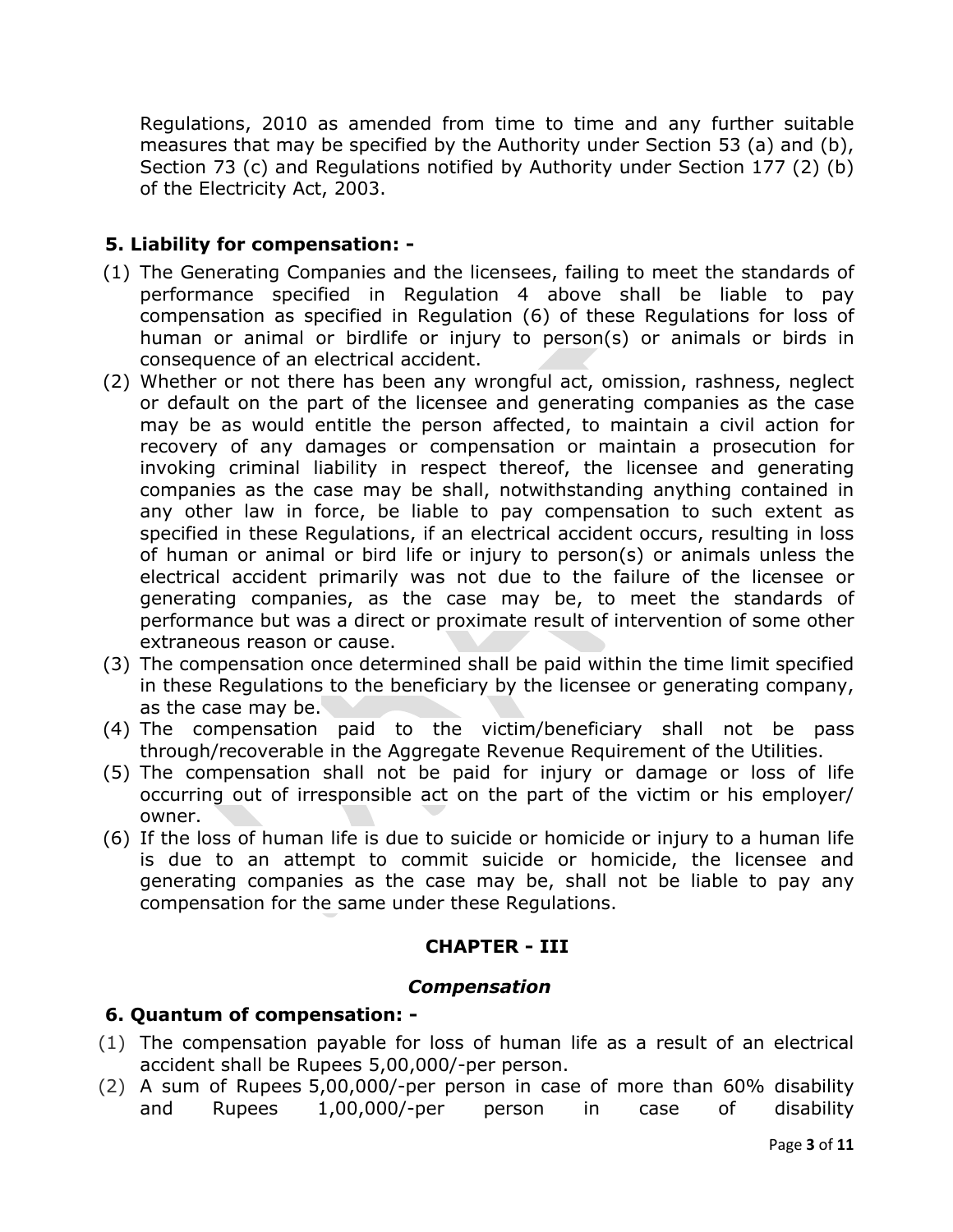Regulations, 2010 as amended from time to time and any further suitable measures that may be specified by the Authority under Section 53 (a) and (b), Section 73 (c) and Regulations notified by Authority under Section 177 (2) (b) of the Electricity Act, 2003.

### 5. Liability for compensation: -

(1) The Generating Companies and the licensees, failing to meet the standards of performance specified in Regulation 4 above shall be liable to pay compensation as specified in Regulation (6) of these Regulations for loss of human or animal or birdlife or injury to person(s) or animals or birds in consequence of an electrical accident.

(2) Whether or not there has been any wrongful act, omission, rashness, neglect or default on the part of the licensee and generating companies as the case may be as would entitle the person affected, to maintain a civil action for recovery of any damages or compensation or maintain a prosecution for invoking criminal liability in respect thereof, the licensee and generating companies as the case may be shall, notwithstanding anything contained in any other law in force, be liable to pay compensation to such extent as specified in these Regulations, if an electrical accident occurs, resulting in loss of human or animal or bird life or injury to person(s) or animals unless the electrical accident primarily was not due to the failure of the licensee or generating companies, as the case may be, to meet the standards of performance but was a direct or proximate result of intervention of some other extraneous reason or cause.

(3) The compensation once determined shall be paid within the time limit specified in these Regulations to the beneficiary by the licensee or generating company, as the case may be.

(4) The compensation paid to the victim/beneficiary shall not be pass through/recoverable in the Aggregate Revenue Requirement of the Utilities.

(5) The compensation shall not be paid for injury or damage or loss of life occurring out of irresponsible act on the part of the victim or his employer/ owner.

(6) If the loss of human life is due to suicide or homicide or injury to a human life is due to an attempt to commit suicide or homicide, the licensee and generating companies as the case may be, shall not be liable to pay any compensation for the same under these Regulations.

## CHAPTER - III

## *Compensation*

### 6. Quantum of compensation: -

(1) The compensation payable for loss of human life as a result of an electrical accident shall be Rupees 5,00,000/-per person.

(2) A sum of Rupees 5,00,000/-per person in case of more than 60% disability and Rupees 1,00,000/-per person in case of disability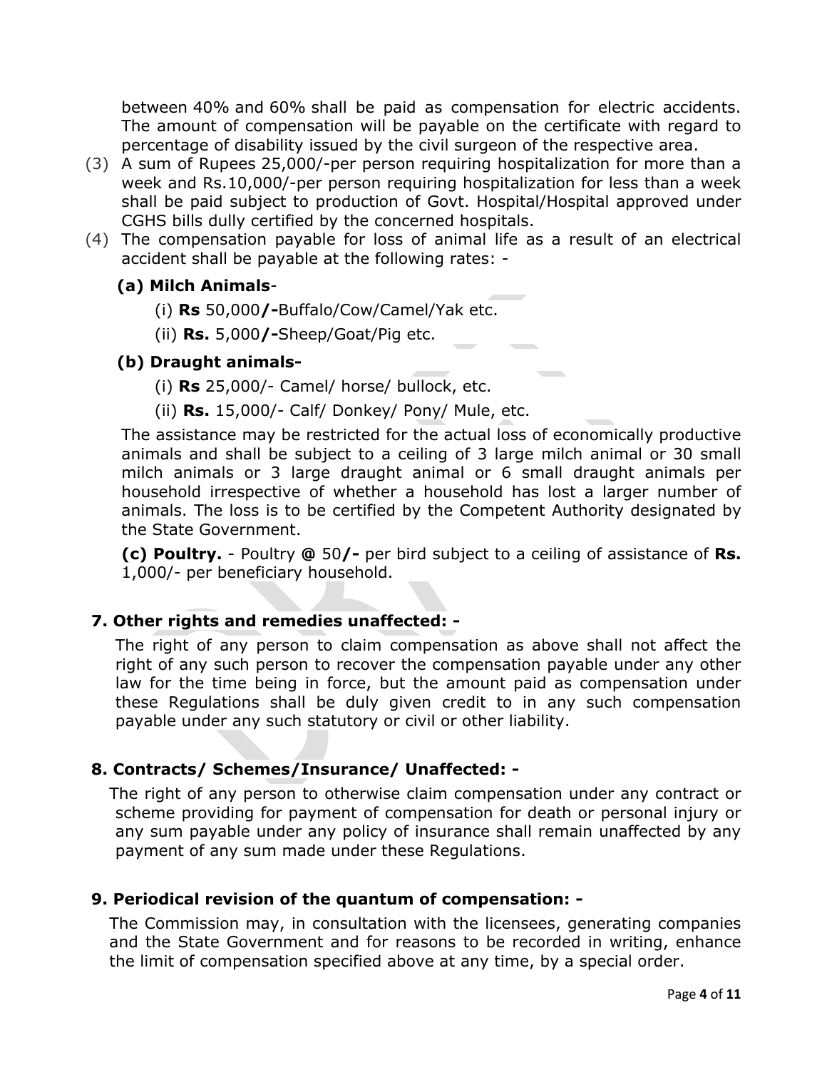between 40% and 60% shall be paid as compensation for electric accidents. The amount of compensation will be payable on the certificate with regard to percentage of disability issued by the civil surgeon of the respective area.

(3) A sum of Rupees 25,000/-per person requiring hospitalization for more than a week and Rs.10,000/-per person requiring hospitalization for less than a week shall be paid subject to production of Govt. Hospital/Hospital approved under CGHS bills dully certified by the concerned hospitals.

(4) The compensation payable for loss of animal life as a result of an electrical accident shall be payable at the following rates: -

**(a) Milch Animals**-

(i) **Rs** 50,000**/-**Buffalo/Cow/Camel/Yak etc.

(ii) **Rs.** 5,000**/-**Sheep/Goat/Pig etc.

**(b) Draught animals-**

(i) **Rs** 25,000/- Camel/ horse/ bullock, etc.

(ii) **Rs.** 15,000/- Calf/ Donkey/ Pony/ Mule, etc.

The assistance may be restricted for the actual loss of economically productive animals and shall be subject to a ceiling of 3 large milch animal or 30 small milch animals or 3 large draught animal or 6 small draught animals per household irrespective of whether a household has lost a larger number of animals. The loss is to be certified by the Competent Authority designated by the State Government.

**(c) Poultry.** - Poultry **@** 50**/-** per bird subject to a ceiling of assistance of **Rs.** 1,000/- per beneficiary household.

### 7. Other rights and remedies unaffected: -

The right of any person to claim compensation as above shall not affect the right of any such person to recover the compensation payable under any other law for the time being in force, but the amount paid as compensation under these Regulations shall be duly given credit to in any such compensation payable under any such statutory or civil or other liability.

### 8. Contracts/ Schemes/Insurance/ Unaffected: -

The right of any person to otherwise claim compensation under any contract or scheme providing for payment of compensation for death or personal injury or any sum payable under any policy of insurance shall remain unaffected by any payment of any sum made under these Regulations.

### 9. Periodical revision of the quantum of compensation: -

The Commission may, in consultation with the licensees, generating companies and the State Government and for reasons to be recorded in writing, enhance the limit of compensation specified above at any time, by a special order.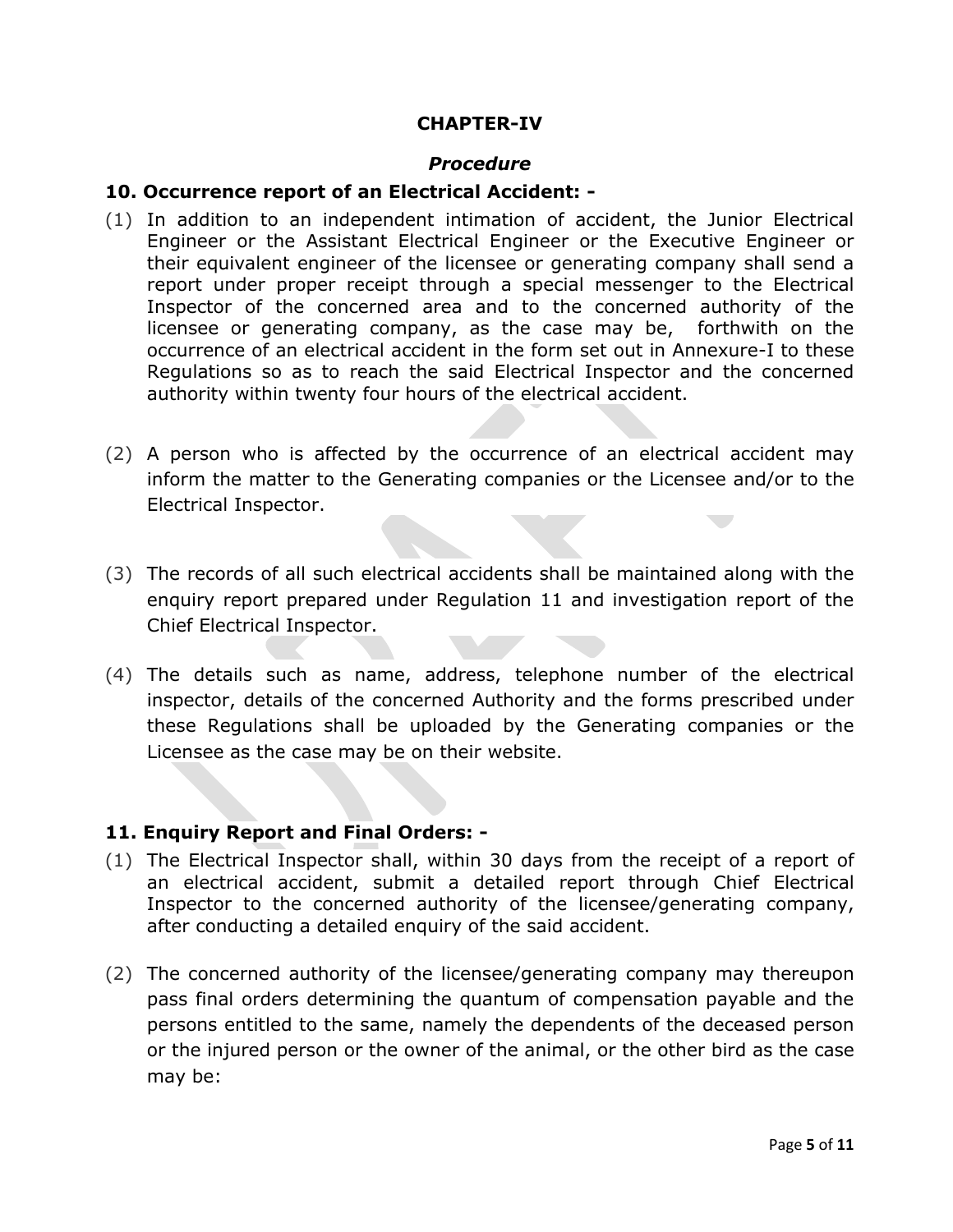## CHAPTER-IV

### *Procedure*

### 10. Occurrence report of an Electrical Accident: -

(1) In addition to an independent intimation of accident, the Junior Electrical Engineer or the Assistant Electrical Engineer or the Executive Engineer or their equivalent engineer of the licensee or generating company shall send a report under proper receipt through a special messenger to the Electrical Inspector of the concerned area and to the concerned authority of the licensee or generating company, as the case may be, forthwith on the occurrence of an electrical accident in the form set out in Annexure-I to these Regulations so as to reach the said Electrical Inspector and the concerned authority within twenty four hours of the electrical accident.

(2) A person who is affected by the occurrence of an electrical accident may inform the matter to the Generating companies or the Licensee and/or to the Electrical Inspector.

(3) The records of all such electrical accidents shall be maintained along with the enquiry report prepared under Regulation 11 and investigation report of the Chief Electrical Inspector.

(4) The details such as name, address, telephone number of the electrical inspector, details of the concerned Authority and the forms prescribed under these Regulations shall be uploaded by the Generating companies or the Licensee as the case may be on their website.

### 11. Enquiry Report and Final Orders: -

(1) The Electrical Inspector shall, within 30 days from the receipt of a report of an electrical accident, submit a detailed report through Chief Electrical Inspector to the concerned authority of the licensee/generating company, after conducting a detailed enquiry of the said accident.

(2) The concerned authority of the licensee/generating company may thereupon pass final orders determining the quantum of compensation payable and the persons entitled to the same, namely the dependents of the deceased person or the injured person or the owner of the animal, or the other bird as the case may be: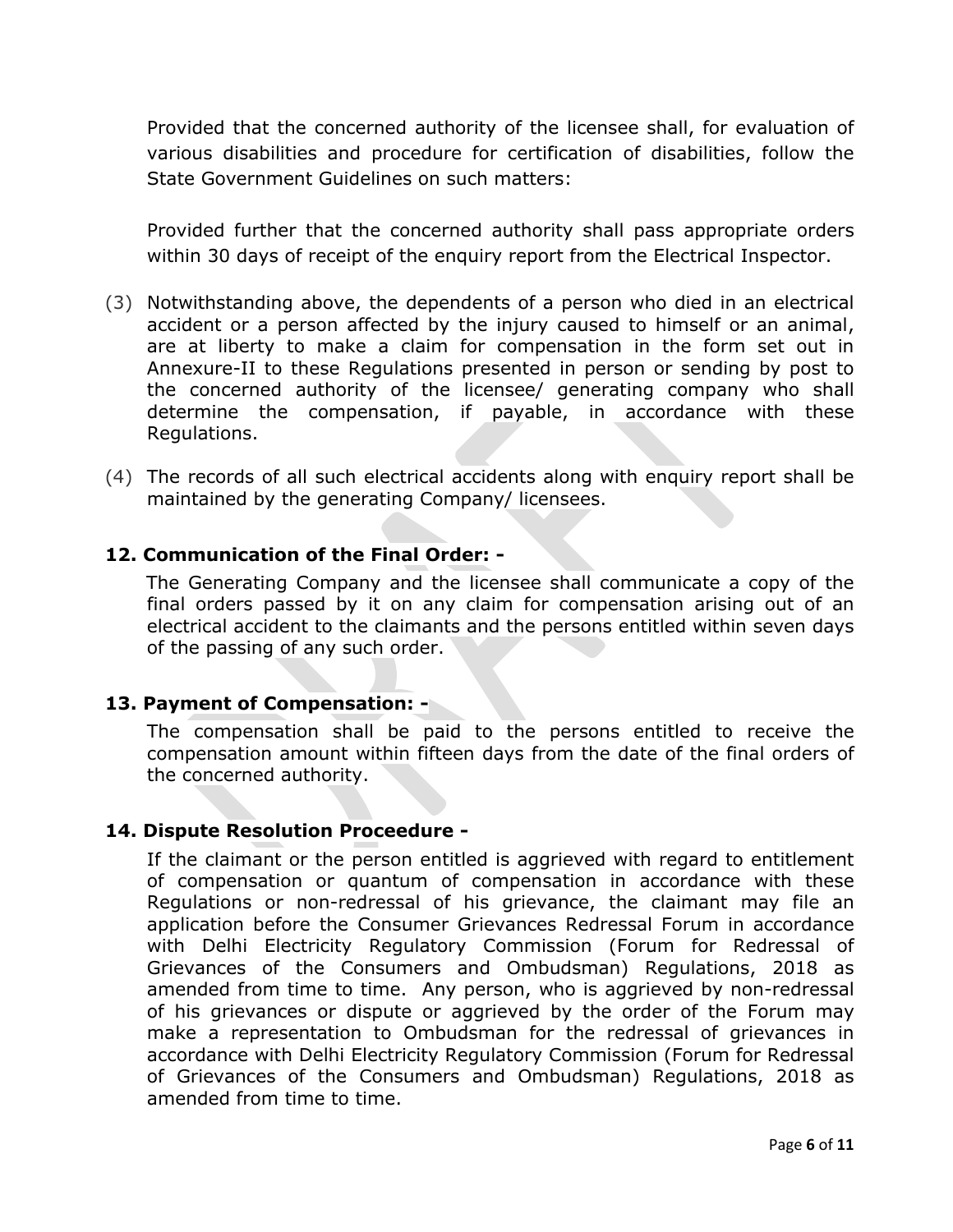Provided that the concerned authority of the licensee shall, for evaluation of various disabilities and procedure for certification of disabilities, follow the State Government Guidelines on such matters:

Provided further that the concerned authority shall pass appropriate orders within 30 days of receipt of the enquiry report from the Electrical Inspector.

(3) Notwithstanding above, the dependents of a person who died in an electrical accident or a person affected by the injury caused to himself or an animal, are at liberty to make a claim for compensation in the form set out in Annexure-II to these Regulations presented in person or sending by post to the concerned authority of the licensee/ generating company who shall determine the compensation, if payable, in accordance with these Regulations.

(4) The records of all such electrical accidents along with enquiry report shall be maintained by the generating Company/ licensees.

### 12. Communication of the Final Order: -

The Generating Company and the licensee shall communicate a copy of the final orders passed by it on any claim for compensation arising out of an electrical accident to the claimants and the persons entitled within seven days of the passing of any such order.

### 13. Payment of Compensation: -

The compensation shall be paid to the persons entitled to receive the compensation amount within fifteen days from the date of the final orders of the concerned authority.

### 14. Dispute Resolution Proceedure -

If the claimant or the person entitled is aggrieved with regard to entitlement of compensation or quantum of compensation in accordance with these Regulations or non-redressal of his grievance, the claimant may file an application before the Consumer Grievances Redressal Forum in accordance with Delhi Electricity Regulatory Commission (Forum for Redressal of Grievances of the Consumers and Ombudsman) Regulations, 2018 as amended from time to time. Any person, who is aggrieved by non-redressal of his grievances or dispute or aggrieved by the order of the Forum may make a representation to Ombudsman for the redressal of grievances in accordance with Delhi Electricity Regulatory Commission (Forum for Redressal of Grievances of the Consumers and Ombudsman) Regulations, 2018 as amended from time to time.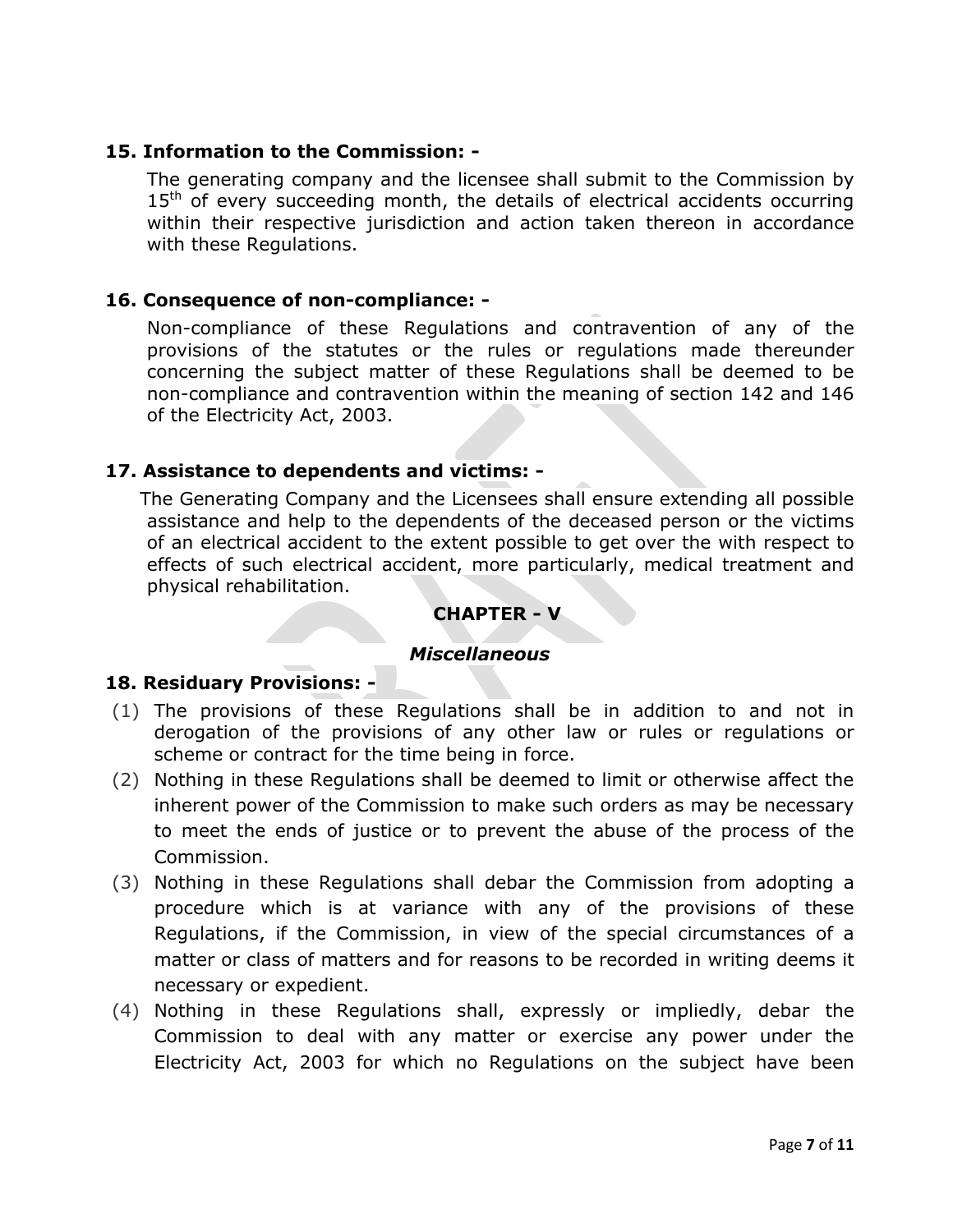### 15. Information to the Commission: -

The generating company and the licensee shall submit to the Commission by 15th of every succeeding month, the details of electrical accidents occurring within their respective jurisdiction and action taken thereon in accordance with these Regulations.

### 16. Consequence of non-compliance: -

Non-compliance of these Regulations and contravention of any of the provisions of the statutes or the rules or regulations made thereunder concerning the subject matter of these Regulations shall be deemed to be non-compliance and contravention within the meaning of section 142 and 146 of the Electricity Act, 2003.

### 17. Assistance to dependents and victims: -

The Generating Company and the Licensees shall ensure extending all possible assistance and help to the dependents of the deceased person or the victims of an electrical accident to the extent possible to get over the with respect to effects of such electrical accident, more particularly, medical treatment and physical rehabilitation.

## CHAPTER - V

## *Miscellaneous*

### 18. Residuary Provisions: -

(1) The provisions of these Regulations shall be in addition to and not in derogation of the provisions of any other law or rules or regulations or scheme or contract for the time being in force.

(2) Nothing in these Regulations shall be deemed to limit or otherwise affect the inherent power of the Commission to make such orders as may be necessary to meet the ends of justice or to prevent the abuse of the process of the Commission.

(3) Nothing in these Regulations shall debar the Commission from adopting a procedure which is at variance with any of the provisions of these Regulations, if the Commission, in view of the special circumstances of a matter or class of matters and for reasons to be recorded in writing deems it necessary or expedient.

(4) Nothing in these Regulations shall, expressly or impliedly, debar the Commission to deal with any matter or exercise any power under the Electricity Act, 2003 for which no Regulations on the subject have been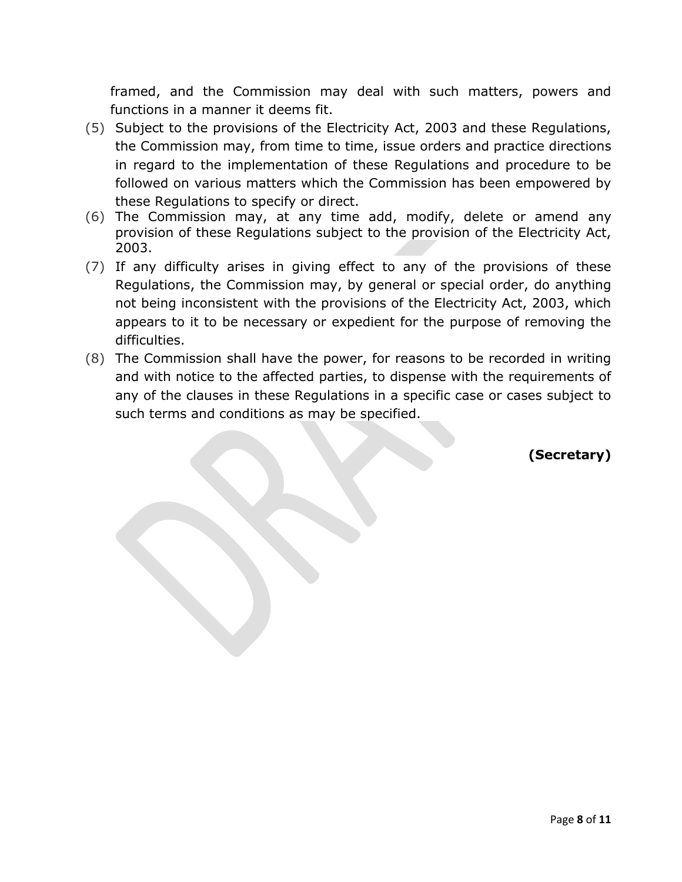framed, and the Commission may deal with such matters, powers and functions in a manner it deems fit.

(5) Subject to the provisions of the Electricity Act, 2003 and these Regulations, the Commission may, from time to time, issue orders and practice directions in regard to the implementation of these Regulations and procedure to be followed on various matters which the Commission has been empowered by these Regulations to specify or direct.

(6) The Commission may, at any time add, modify, delete or amend any provision of these Regulations subject to the provision of the Electricity Act, 2003.

(7) If any difficulty arises in giving effect to any of the provisions of these Regulations, the Commission may, by general or special order, do anything not being inconsistent with the provisions of the Electricity Act, 2003, which appears to it to be necessary or expedient for the purpose of removing the difficulties.

(8) The Commission shall have the power, for reasons to be recorded in writing and with notice to the affected parties, to dispense with the requirements of any of the clauses in these Regulations in a specific case or cases subject to such terms and conditions as may be specified.

**(Secretary)**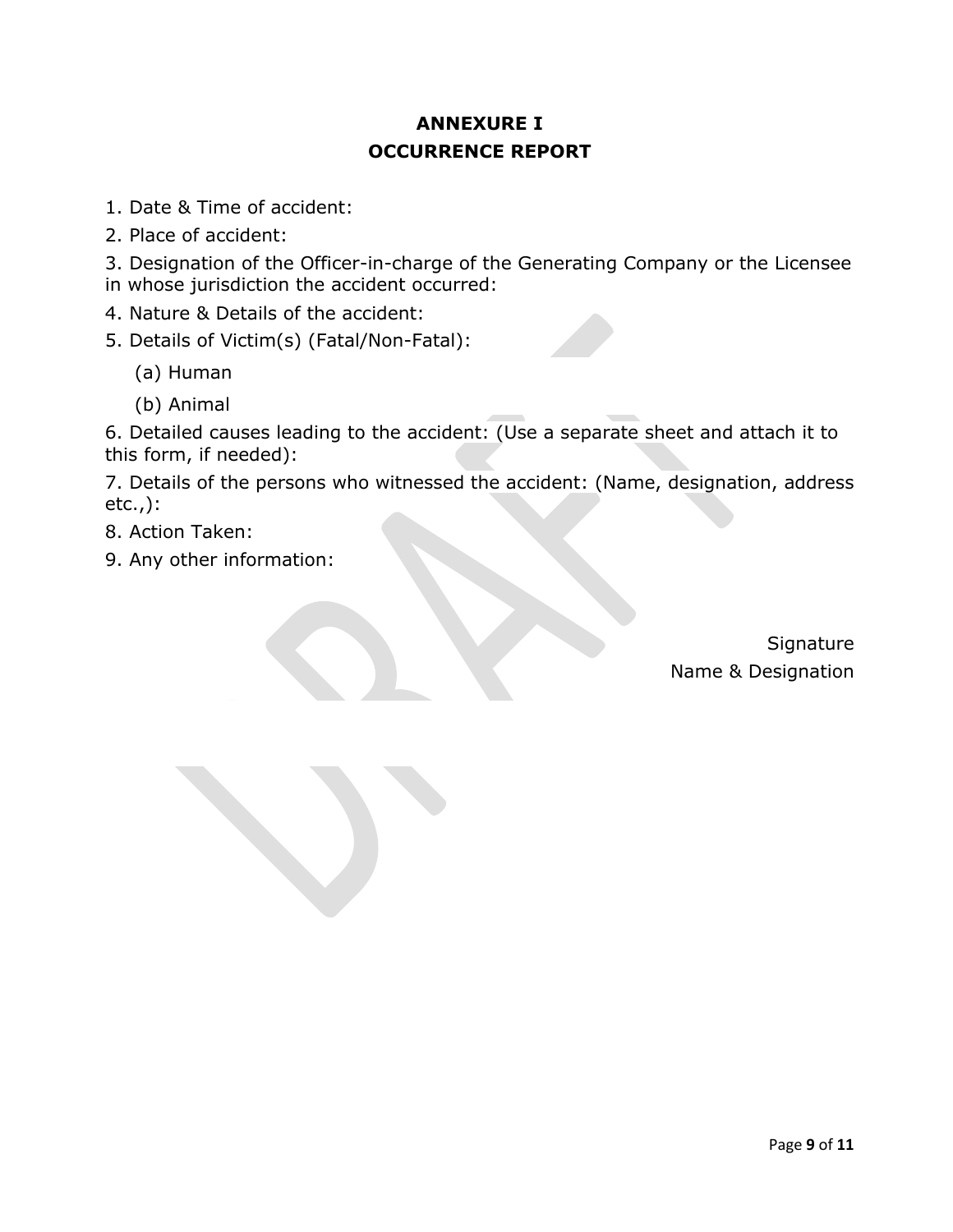# ANNEXURE I
## OCCURRENCE REPORT

1. Date & Time of accident:
2. Place of accident:
3. Designation of the Officer-in-charge of the Generating Company or the Licensee in whose jurisdiction the accident occurred:
4. Nature & Details of the accident:
5. Details of Victim(s) (Fatal/Non-Fatal):
   (a) Human
   (b) Animal
6. Detailed causes leading to the accident: (Use a separate sheet and attach it to this form, if needed):
7. Details of the persons who witnessed the accident: (Name, designation, address etc.,):
8. Action Taken:
9. Any other information:

Signature

Name & Designation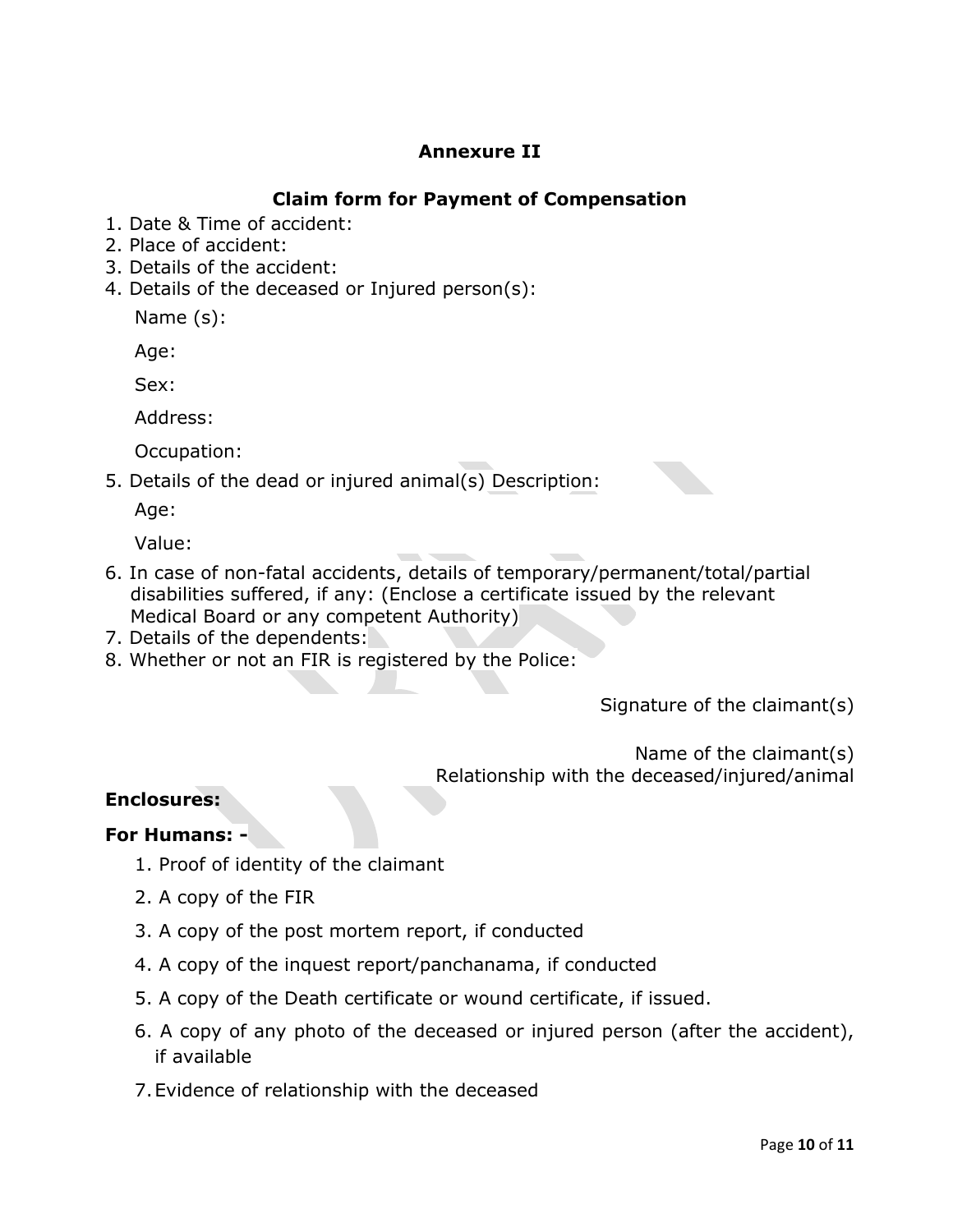## Annexure II

## Claim form for Payment of Compensation

1. Date & Time of accident:
2. Place of accident:
3. Details of the accident:
4. Details of the deceased or Injured person(s):

   Name (s):

   Age:

   Sex:

   Address:

   Occupation:

5. Details of the dead or injured animal(s) Description:

   Age:

   Value:

6. In case of non-fatal accidents, details of temporary/permanent/total/partial disabilities suffered, if any: (Enclose a certificate issued by the relevant Medical Board or any competent Authority)
7. Details of the dependents:
8. Whether or not an FIR is registered by the Police:

Signature of the claimant(s)

Name of the claimant(s)
Relationship with the deceased/injured/animal

**Enclosures:**

**For Humans: -**

1. Proof of identity of the claimant
2. A copy of the FIR
3. A copy of the post mortem report, if conducted
4. A copy of the inquest report/panchanama, if conducted
5. A copy of the Death certificate or wound certificate, if issued.
6. A copy of any photo of the deceased or injured person (after the accident), if available
7. Evidence of relationship with the deceased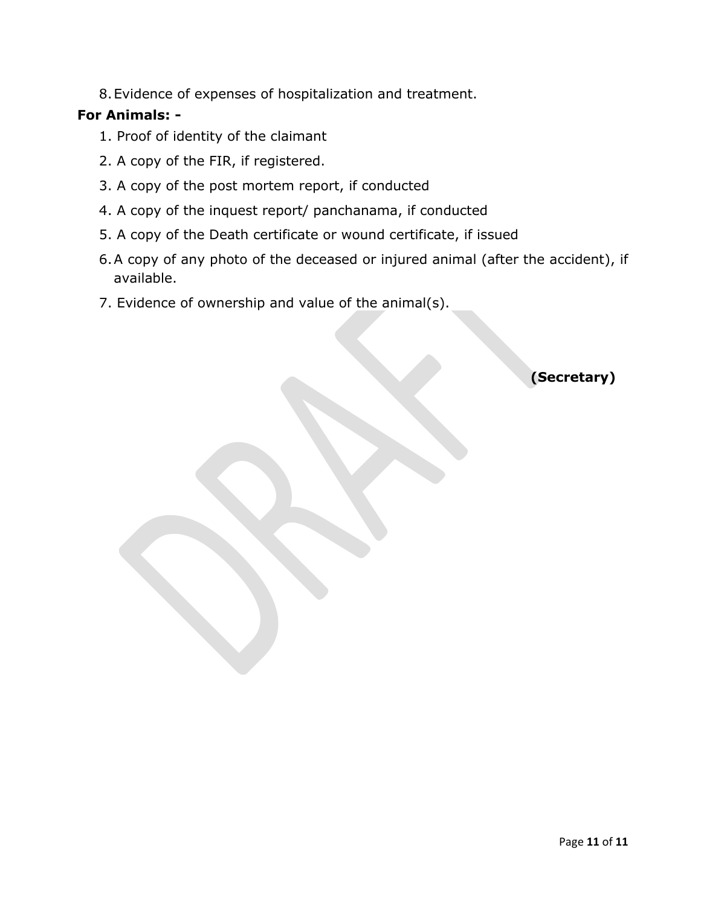8. Evidence of expenses of hospitalization and treatment.

**For Animals: -**

1. Proof of identity of the claimant
2. A copy of the FIR, if registered.
3. A copy of the post mortem report, if conducted
4. A copy of the inquest report/ panchanama, if conducted
5. A copy of the Death certificate or wound certificate, if issued
6. A copy of any photo of the deceased or injured animal (after the accident), if available.
7. Evidence of ownership and value of the animal(s).

**(Secretary)**